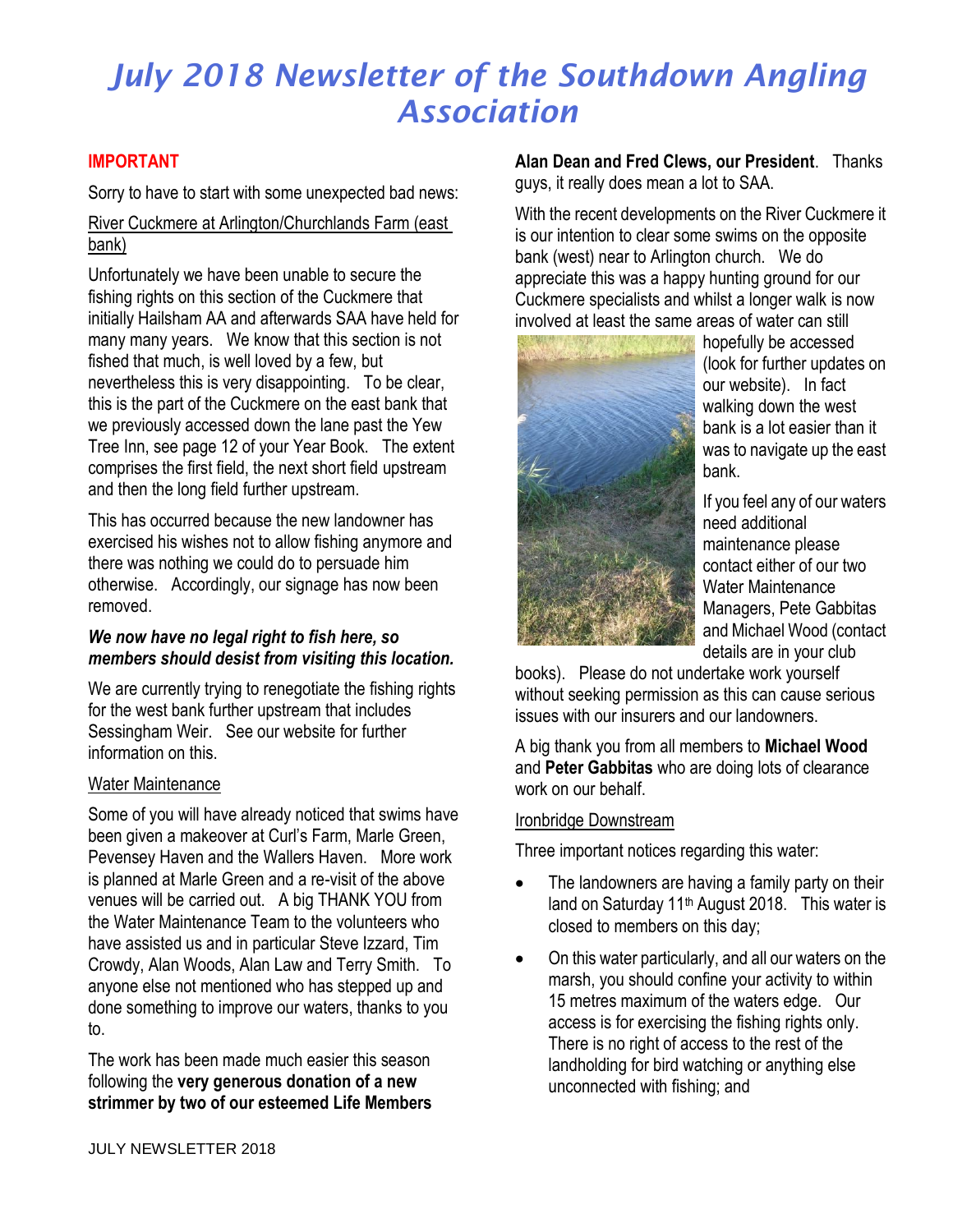# July 2018 Newsletter of the Southdown Angling Association

**IMPORTANT**

Sorry to have to start with some unexpected bad news:

River Cuckmere at Arlington/Churchlands Farm (east bank)

Unfortunately we have been unable to secure the fishing rights on this section of the Cuckmere that initially Hailsham AA and afterwards SAA have held for many many years. We know that this section is not fished that much, is well loved by a few, but nevertheless this is very disappointing. To be clear, this is the part of the Cuckmere on the east bank that we previously accessed down the lane past the Yew Tree Inn, see page 12 of your Year Book. The extent comprises the first field, the next short field upstream and then the long field further upstream.

This has occurred because the new landowner has exercised his wishes not to allow fishing anymore and there was nothing we could do to persuade him otherwise. Accordingly, our signage has now been removed.

***We now have no legal right to fish here, so members should desist from visiting this location.***

We are currently trying to renegotiate the fishing rights for the west bank further upstream that includes Sessingham Weir. See our website for further information on this.

Water Maintenance

Some of you will have already noticed that swims have been given a makeover at Curl's Farm, Marle Green, Pevensey Haven and the Wallers Haven. More work is planned at Marle Green and a re-visit of the above venues will be carried out. A big THANK YOU from the Water Maintenance Team to the volunteers who have assisted us and in particular Steve Izzard, Tim Crowdy, Alan Woods, Alan Law and Terry Smith. To anyone else not mentioned who has stepped up and done something to improve our waters, thanks to you to.

The work has been made much easier this season following the **very generous donation of a new strimmer by two of our esteemed Life Members Alan Dean and Fred Clews, our President**. Thanks guys, it really does mean a lot to SAA.

With the recent developments on the River Cuckmere it is our intention to clear some swims on the opposite bank (west) near to Arlington church. We do appreciate this was a happy hunting ground for our Cuckmere specialists and whilst a longer walk is now involved at least the same areas of water can still hopefully be accessed (look for further updates on our website). In fact walking down the west bank is a lot easier than it was to navigate up the east bank.

If you feel any of our waters need additional maintenance please contact either of our two Water Maintenance Managers, Pete Gabbitas and Michael Wood (contact details are in your club books). Please do not undertake work yourself without seeking permission as this can cause serious issues with our insurers and our landowners.

A big thank you from all members to **Michael Wood** and **Peter Gabbitas** who are doing lots of clearance work on our behalf.

Ironbridge Downstream

Three important notices regarding this water:

- The landowners are having a family party on their land on Saturday 11th August 2018. This water is closed to members on this day;
- On this water particularly, and all our waters on the marsh, you should confine your activity to within 15 metres maximum of the waters edge. Our access is for exercising the fishing rights only. There is no right of access to the rest of the landholding for bird watching or anything else unconnected with fishing; and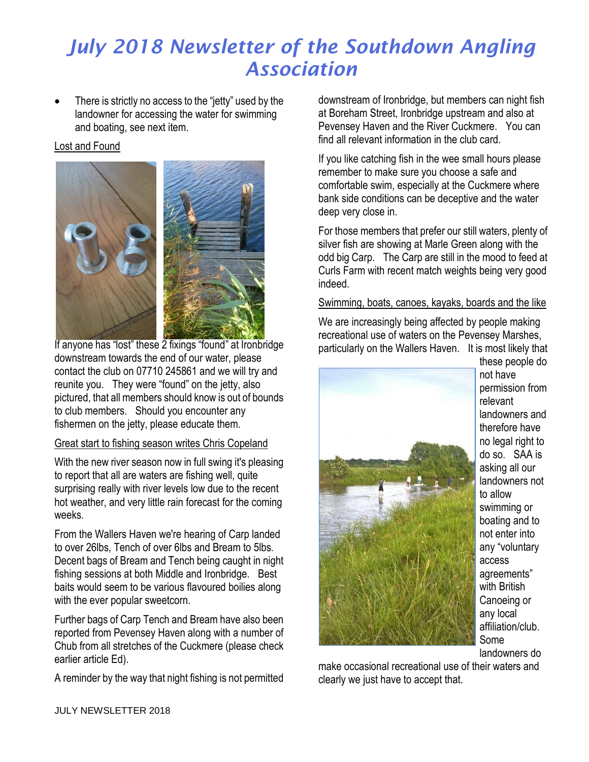# July 2018 Newsletter of the Southdown Angling Association

- There is strictly no access to the "jetty" used by the landowner for accessing the water for swimming and boating, see next item.

Lost and Found

If anyone has "lost" these 2 fixings "found" at Ironbridge downstream towards the end of our water, please contact the club on 07710 245861 and we will try and reunite you. They were "found" on the jetty, also pictured, that all members should know is out of bounds to club members. Should you encounter any fishermen on the jetty, please educate them.

Great start to fishing season writes Chris Copeland

With the new river season now in full swing it's pleasing to report that all are waters are fishing well, quite surprising really with river levels low due to the recent hot weather, and very little rain forecast for the coming weeks.

From the Wallers Haven we're hearing of Carp landed to over 26lbs, Tench of over 6lbs and Bream to 5lbs. Decent bags of Bream and Tench being caught in night fishing sessions at both Middle and Ironbridge. Best baits would seem to be various flavoured boilies along with the ever popular sweetcorn.

Further bags of Carp Tench and Bream have also been reported from Pevensey Haven along with a number of Chub from all stretches of the Cuckmere (please check earlier article Ed).

A reminder by the way that night fishing is not permitted downstream of Ironbridge, but members can night fish at Boreham Street, Ironbridge upstream and also at Pevensey Haven and the River Cuckmere. You can find all relevant information in the club card.

If you like catching fish in the wee small hours please remember to make sure you choose a safe and comfortable swim, especially at the Cuckmere where bank side conditions can be deceptive and the water deep very close in.

For those members that prefer our still waters, plenty of silver fish are showing at Marle Green along with the odd big Carp. The Carp are still in the mood to feed at Curls Farm with recent match weights being very good indeed.

Swimming, boats, canoes, kayaks, boards and the like

We are increasingly being affected by people making recreational use of waters on the Pevensey Marshes, particularly on the Wallers Haven. It is most likely that these people do not have permission from relevant landowners and therefore have no legal right to do so. SAA is asking all our landowners not to allow swimming or boating and to not enter into any "voluntary access agreements" with British Canoeing or any local affiliation/club. Some landowners do make occasional recreational use of their waters and clearly we just have to accept that.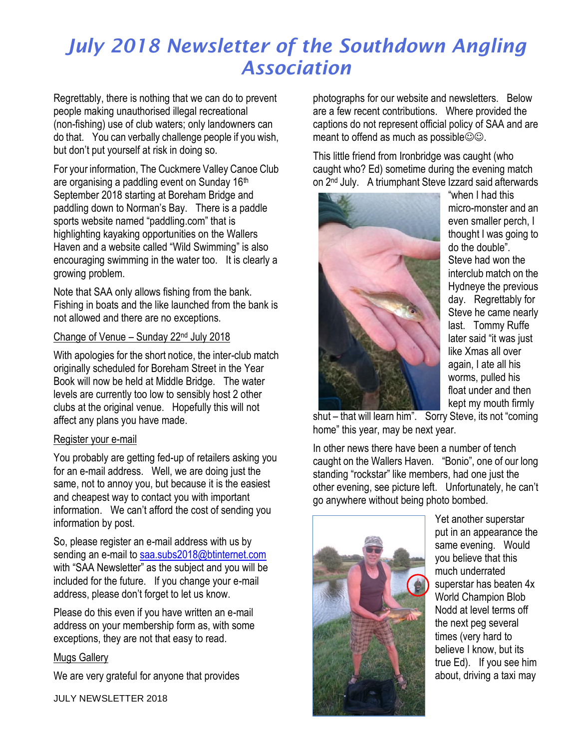# July 2018 Newsletter of the Southdown Angling Association

Regrettably, there is nothing that we can do to prevent people making unauthorised illegal recreational (non-fishing) use of club waters; only landowners can do that. You can verbally challenge people if you wish, but don't put yourself at risk in doing so.

For your information, The Cuckmere Valley Canoe Club are organising a paddling event on Sunday 16th September 2018 starting at Boreham Bridge and paddling down to Norman's Bay. There is a paddle sports website named "paddling.com" that is highlighting kayaking opportunities on the Wallers Haven and a website called "Wild Swimming" is also encouraging swimming in the water too. It is clearly a growing problem.

Note that SAA only allows fishing from the bank. Fishing in boats and the like launched from the bank is not allowed and there are no exceptions.

## Change of Venue – Sunday 22nd July 2018

With apologies for the short notice, the inter-club match originally scheduled for Boreham Street in the Year Book will now be held at Middle Bridge. The water levels are currently too low to sensibly host 2 other clubs at the original venue. Hopefully this will not affect any plans you have made.

## Register your e-mail

You probably are getting fed-up of retailers asking you for an e-mail address. Well, we are doing just the same, not to annoy you, but because it is the easiest and cheapest way to contact you with important information. We can't afford the cost of sending you information by post.

So, please register an e-mail address with us by sending an e-mail to [saa.subs2018@btinternet.com](mailto:saa.subs2018@btinternet.com) with "SAA Newsletter" as the subject and you will be included for the future. If you change your e-mail address, please don't forget to let us know.

Please do this even if you have written an e-mail address on your membership form as, with some exceptions, they are not that easy to read.

## Mugs Gallery

We are very grateful for anyone that provides photographs for our website and newsletters. Below are a few recent contributions. Where provided the captions do not represent official policy of SAA and are meant to offend as much as possible☺☺.

This little friend from Ironbridge was caught (who caught who? Ed) sometime during the evening match on 2nd July. A triumphant Steve Izzard said afterwards "when I had this micro-monster and an even smaller perch, I thought I was going to do the double". Steve had won the interclub match on the Hydneye the previous day. Regrettably for Steve he came nearly last. Tommy Ruffe later said "it was just like Xmas all over again, I ate all his worms, pulled his float under and then kept my mouth firmly shut – that will learn him". Sorry Steve, its not "coming home" this year, may be next year.

In other news there have been a number of tench caught on the Wallers Haven. "Bonio", one of our long standing "rockstar" like members, had one just the other evening, see picture left. Unfortunately, he can't go anywhere without being photo bombed.

Yet another superstar put in an appearance the same evening. Would you believe that this much underrated superstar has beaten 4x World Champion Blob Nodd at level terms off the next peg several times (very hard to believe I know, but its true Ed). If you see him about, driving a taxi may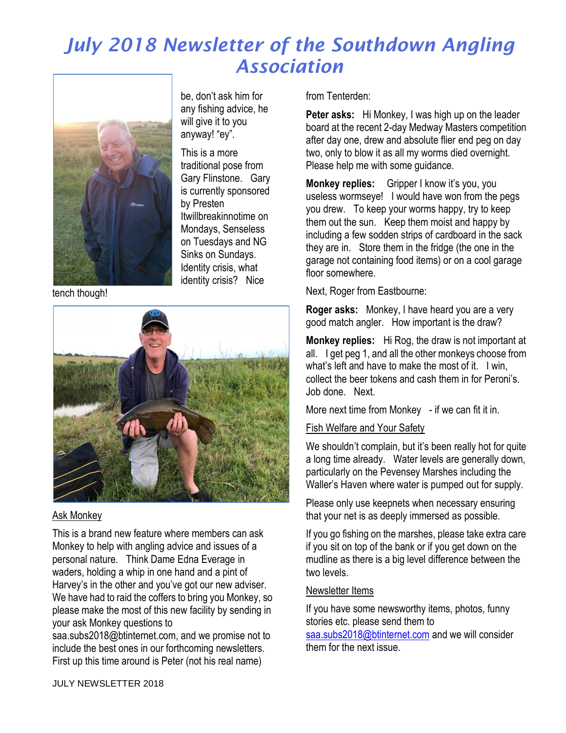# July 2018 Newsletter of the Southdown Angling Association

be, don't ask him for any fishing advice, he will give it to you anyway! "ey".

This is a more traditional pose from Gary Flinstone. Gary is currently sponsored by Presten Itwillbreakinnotime on Mondays, Senseless on Tuesdays and NG Sinks on Sundays. Identity crisis, what identity crisis? Nice tench though!

## Ask Monkey

This is a brand new feature where members can ask Monkey to help with angling advice and issues of a personal nature. Think Dame Edna Everage in waders, holding a whip in one hand and a pint of Harvey's in the other and you've got our new adviser. We have had to raid the coffers to bring you Monkey, so please make the most of this new facility by sending in your ask Monkey questions to saa.subs2018@btinternet.com, and we promise not to include the best ones in our forthcoming newsletters. First up this time around is Peter (not his real name) from Tenterden:

**Peter asks:** Hi Monkey, I was high up on the leader board at the recent 2-day Medway Masters competition after day one, drew and absolute flier end peg on day two, only to blow it as all my worms died overnight. Please help me with some guidance.

**Monkey replies:** Gripper I know it's you, you useless wormseye! I would have won from the pegs you drew. To keep your worms happy, try to keep them out the sun. Keep them moist and happy by including a few sodden strips of cardboard in the sack they are in. Store them in the fridge (the one in the garage not containing food items) or on a cool garage floor somewhere.

Next, Roger from Eastbourne:

**Roger asks:** Monkey, I have heard you are a very good match angler. How important is the draw?

**Monkey replies:** Hi Rog, the draw is not important at all. I get peg 1, and all the other monkeys choose from what's left and have to make the most of it. I win, collect the beer tokens and cash them in for Peroni's. Job done. Next.

More next time from Monkey - if we can fit it in.

## Fish Welfare and Your Safety

We shouldn't complain, but it's been really hot for quite a long time already. Water levels are generally down, particularly on the Pevensey Marshes including the Waller's Haven where water is pumped out for supply.

Please only use keepnets when necessary ensuring that your net is as deeply immersed as possible.

If you go fishing on the marshes, please take extra care if you sit on top of the bank or if you get down on the mudline as there is a big level difference between the two levels.

## Newsletter Items

If you have some newsworthy items, photos, funny stories etc. please send them to saa.subs2018@btinternet.com and we will consider them for the next issue.